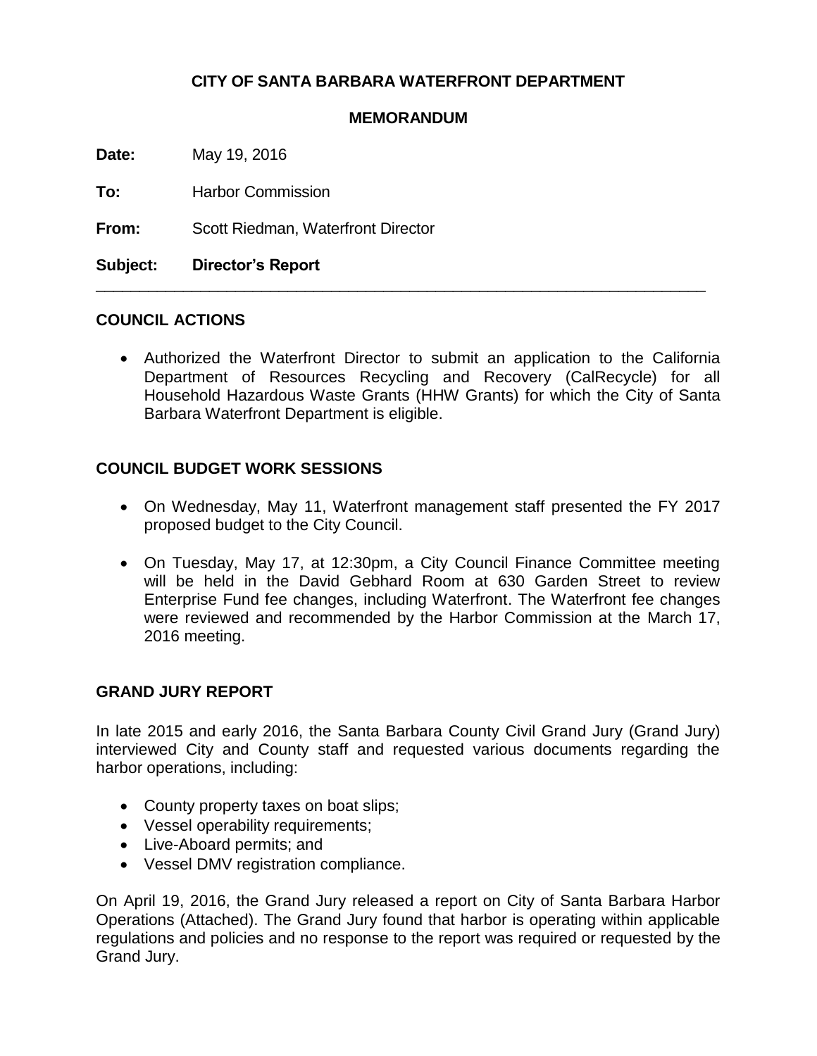**CITY OF SANTA BARBARA WATERFRONT DEPARTMENT**

**MEMORANDUM**

**Date:** May 19, 2016

**To:** Harbor Commission

**From:** Scott Riedman, Waterfront Director

**Subject:** **Director's Report**

---

## COUNCIL ACTIONS

- Authorized the Waterfront Director to submit an application to the California Department of Resources Recycling and Recovery (CalRecycle) for all Household Hazardous Waste Grants (HHW Grants) for which the City of Santa Barbara Waterfront Department is eligible.

## COUNCIL BUDGET WORK SESSIONS

- On Wednesday, May 11, Waterfront management staff presented the FY 2017 proposed budget to the City Council.
- On Tuesday, May 17, at 12:30pm, a City Council Finance Committee meeting will be held in the David Gebhard Room at 630 Garden Street to review Enterprise Fund fee changes, including Waterfront. The Waterfront fee changes were reviewed and recommended by the Harbor Commission at the March 17, 2016 meeting.

## GRAND JURY REPORT

In late 2015 and early 2016, the Santa Barbara County Civil Grand Jury (Grand Jury) interviewed City and County staff and requested various documents regarding the harbor operations, including:

- County property taxes on boat slips;
- Vessel operability requirements;
- Live-Aboard permits; and
- Vessel DMV registration compliance.

On April 19, 2016, the Grand Jury released a report on City of Santa Barbara Harbor Operations (Attached). The Grand Jury found that harbor is operating within applicable regulations and policies and no response to the report was required or requested by the Grand Jury.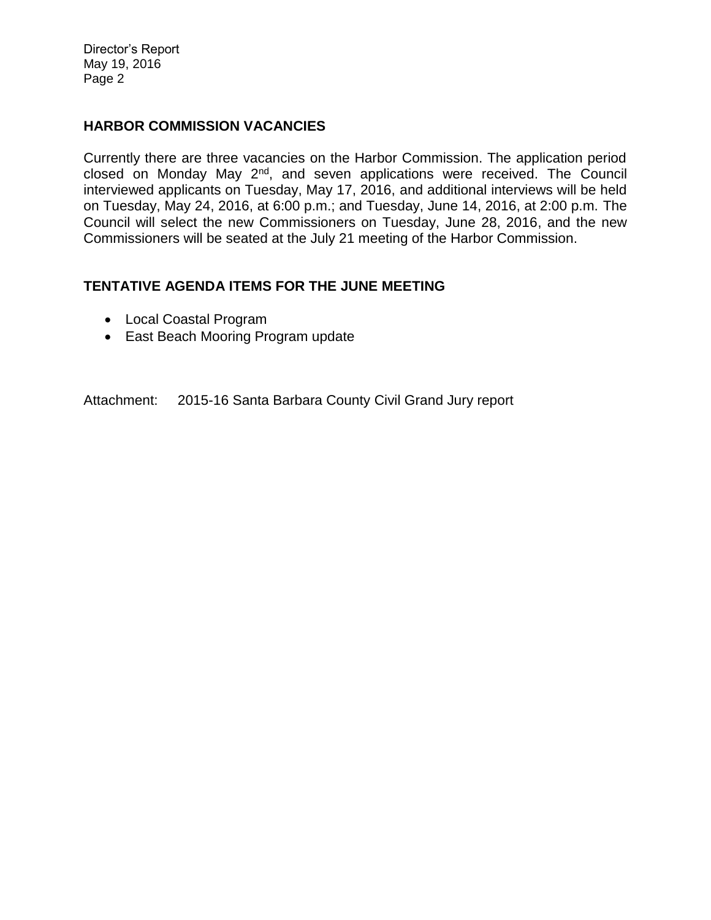## HARBOR COMMISSION VACANCIES

Currently there are three vacancies on the Harbor Commission. The application period closed on Monday May 2nd, and seven applications were received. The Council interviewed applicants on Tuesday, May 17, 2016, and additional interviews will be held on Tuesday, May 24, 2016, at 6:00 p.m.; and Tuesday, June 14, 2016, at 2:00 p.m. The Council will select the new Commissioners on Tuesday, June 28, 2016, and the new Commissioners will be seated at the July 21 meeting of the Harbor Commission.

## TENTATIVE AGENDA ITEMS FOR THE JUNE MEETING

- Local Coastal Program
- East Beach Mooring Program update

Attachment: 2015-16 Santa Barbara County Civil Grand Jury report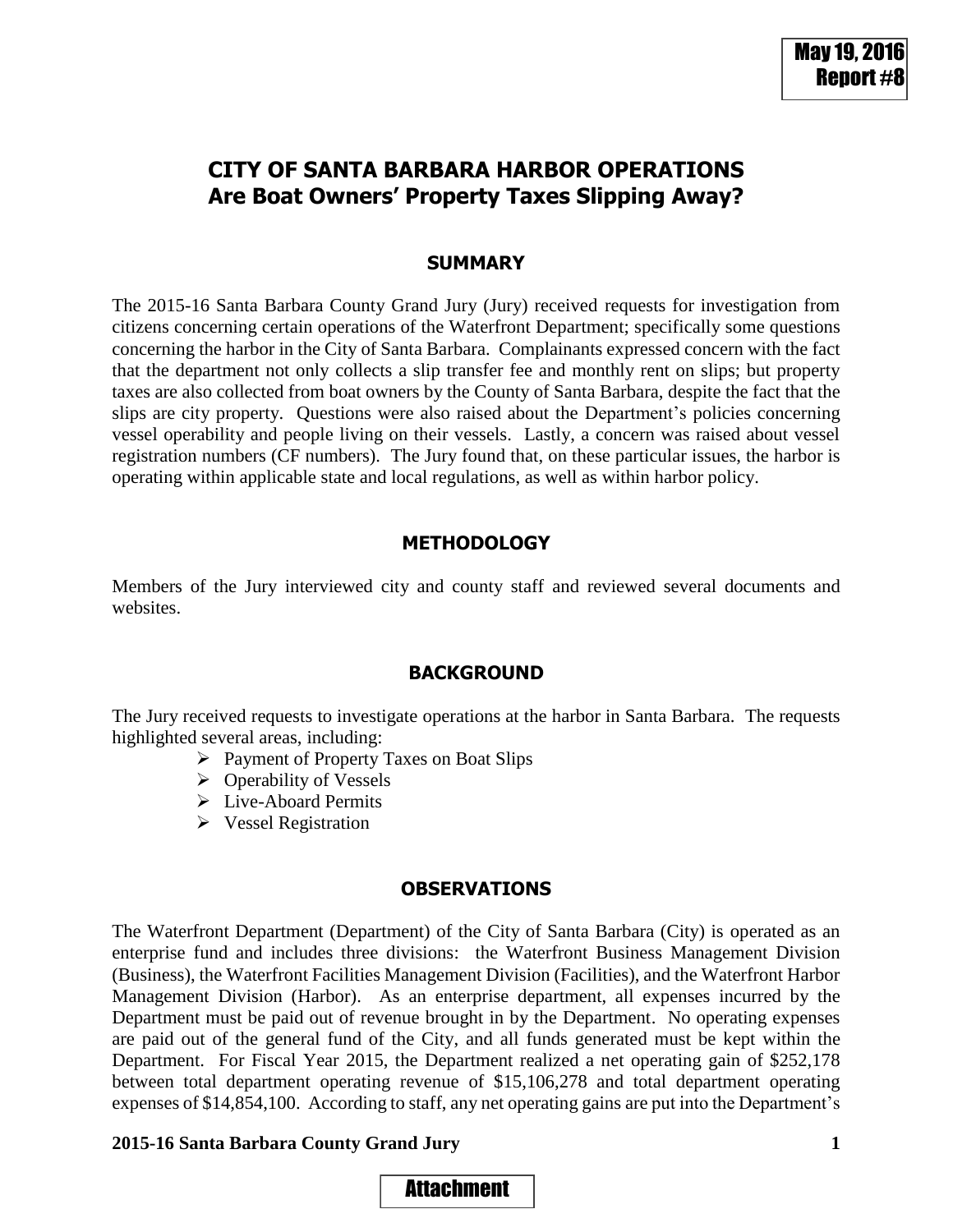# CITY OF SANTA BARBARA HARBOR OPERATIONS
# Are Boat Owners' Property Taxes Slipping Away?

## SUMMARY

The 2015-16 Santa Barbara County Grand Jury (Jury) received requests for investigation from citizens concerning certain operations of the Waterfront Department; specifically some questions concerning the harbor in the City of Santa Barbara. Complainants expressed concern with the fact that the department not only collects a slip transfer fee and monthly rent on slips; but property taxes are also collected from boat owners by the County of Santa Barbara, despite the fact that the slips are city property. Questions were also raised about the Department's policies concerning vessel operability and people living on their vessels. Lastly, a concern was raised about vessel registration numbers (CF numbers). The Jury found that, on these particular issues, the harbor is operating within applicable state and local regulations, as well as within harbor policy.

## METHODOLOGY

Members of the Jury interviewed city and county staff and reviewed several documents and websites.

## BACKGROUND

The Jury received requests to investigate operations at the harbor in Santa Barbara. The requests highlighted several areas, including:

- Payment of Property Taxes on Boat Slips
- Operability of Vessels
- Live-Aboard Permits
- Vessel Registration

## OBSERVATIONS

The Waterfront Department (Department) of the City of Santa Barbara (City) is operated as an enterprise fund and includes three divisions: the Waterfront Business Management Division (Business), the Waterfront Facilities Management Division (Facilities), and the Waterfront Harbor Management Division (Harbor). As an enterprise department, all expenses incurred by the Department must be paid out of revenue brought in by the Department. No operating expenses are paid out of the general fund of the City, and all funds generated must be kept within the Department. For Fiscal Year 2015, the Department realized a net operating gain of $252,178 between total department operating revenue of $15,106,278 and total department operating expenses of $14,854,100. According to staff, any net operating gains are put into the Department's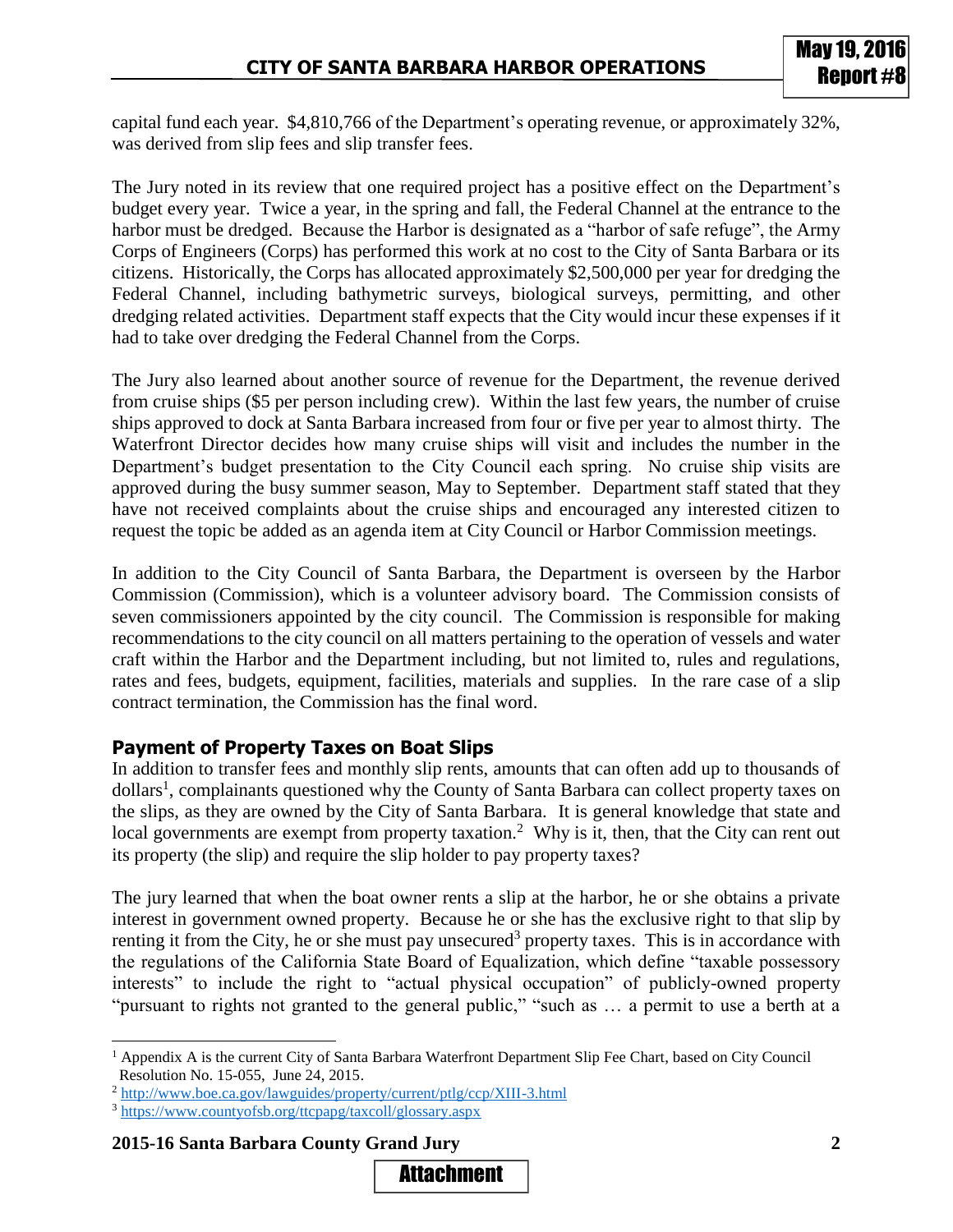capital fund each year. $4,810,766 of the Department's operating revenue, or approximately 32%, was derived from slip fees and slip transfer fees.

The Jury noted in its review that one required project has a positive effect on the Department's budget every year. Twice a year, in the spring and fall, the Federal Channel at the entrance to the harbor must be dredged. Because the Harbor is designated as a "harbor of safe refuge", the Army Corps of Engineers (Corps) has performed this work at no cost to the City of Santa Barbara or its citizens. Historically, the Corps has allocated approximately $2,500,000 per year for dredging the Federal Channel, including bathymetric surveys, biological surveys, permitting, and other dredging related activities. Department staff expects that the City would incur these expenses if it had to take over dredging the Federal Channel from the Corps.

The Jury also learned about another source of revenue for the Department, the revenue derived from cruise ships ($5 per person including crew). Within the last few years, the number of cruise ships approved to dock at Santa Barbara increased from four or five per year to almost thirty. The Waterfront Director decides how many cruise ships will visit and includes the number in the Department's budget presentation to the City Council each spring. No cruise ship visits are approved during the busy summer season, May to September. Department staff stated that they have not received complaints about the cruise ships and encouraged any interested citizen to request the topic be added as an agenda item at City Council or Harbor Commission meetings.

In addition to the City Council of Santa Barbara, the Department is overseen by the Harbor Commission (Commission), which is a volunteer advisory board. The Commission consists of seven commissioners appointed by the city council. The Commission is responsible for making recommendations to the city council on all matters pertaining to the operation of vessels and water craft within the Harbor and the Department including, but not limited to, rules and regulations, rates and fees, budgets, equipment, facilities, materials and supplies. In the rare case of a slip contract termination, the Commission has the final word.

## Payment of Property Taxes on Boat Slips

In addition to transfer fees and monthly slip rents, amounts that can often add up to thousands of dollars[1], complainants questioned why the County of Santa Barbara can collect property taxes on the slips, as they are owned by the City of Santa Barbara. It is general knowledge that state and local governments are exempt from property taxation.[2] Why is it, then, that the City can rent out its property (the slip) and require the slip holder to pay property taxes?

The jury learned that when the boat owner rents a slip at the harbor, he or she obtains a private interest in government owned property. Because he or she has the exclusive right to that slip by renting it from the City, he or she must pay unsecured[3] property taxes. This is in accordance with the regulations of the California State Board of Equalization, which define "taxable possessory interests" to include the right to "actual physical occupation" of publicly-owned property "pursuant to rights not granted to the general public," "such as … a permit to use a berth at a

---

[1] Appendix A is the current City of Santa Barbara Waterfront Department Slip Fee Chart, based on City Council Resolution No. 15-055, June 24, 2015.

[2] http://www.boe.ca.gov/lawguides/property/current/ptlg/ccp/XIII-3.html

[3] https://www.countyofsb.org/ttcpapg/taxcoll/glossary.aspx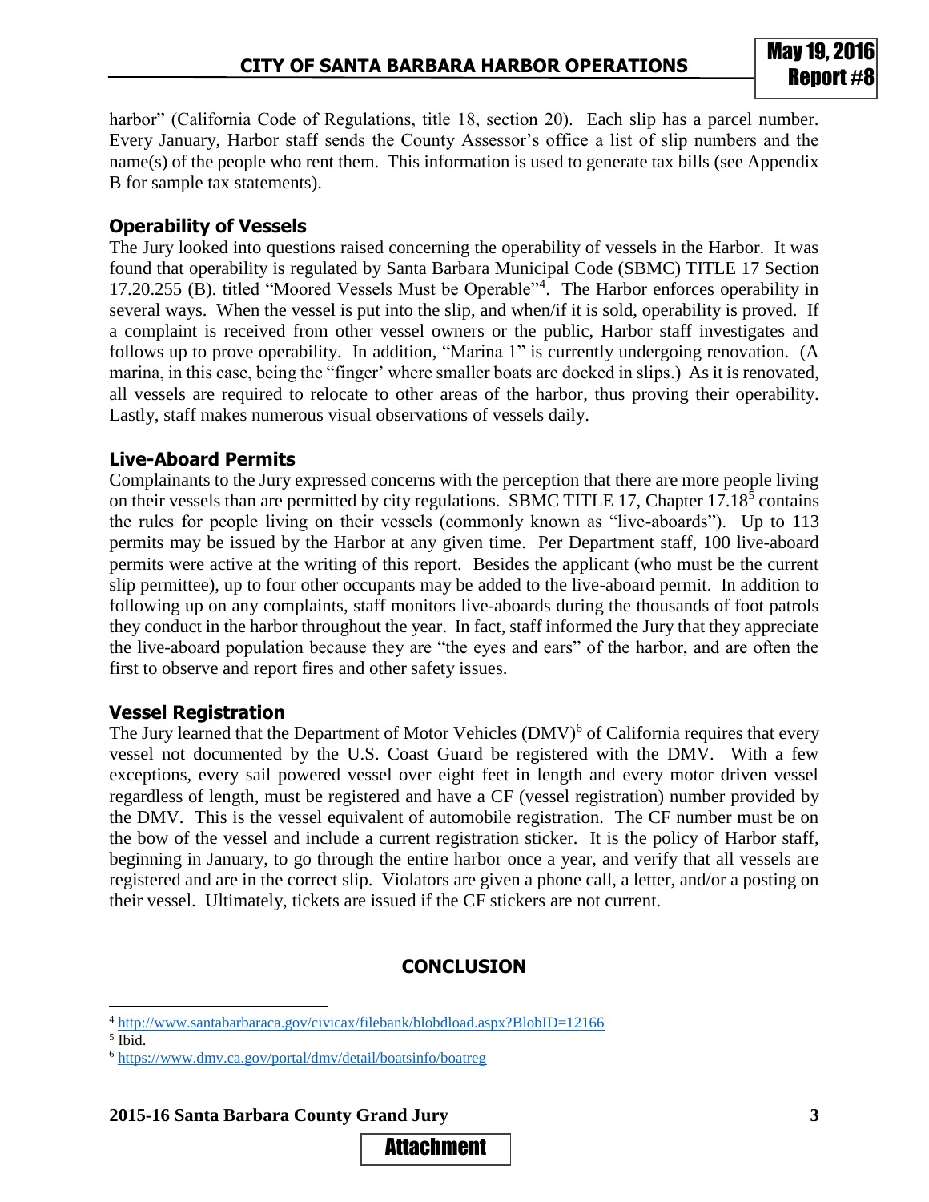harbor" (California Code of Regulations, title 18, section 20). Each slip has a parcel number. Every January, Harbor staff sends the County Assessor's office a list of slip numbers and the name(s) of the people who rent them. This information is used to generate tax bills (see Appendix B for sample tax statements).

### Operability of Vessels

The Jury looked into questions raised concerning the operability of vessels in the Harbor. It was found that operability is regulated by Santa Barbara Municipal Code (SBMC) TITLE 17 Section 17.20.255 (B). titled "Moored Vessels Must be Operable"[4]. The Harbor enforces operability in several ways. When the vessel is put into the slip, and when/if it is sold, operability is proved. If a complaint is received from other vessel owners or the public, Harbor staff investigates and follows up to prove operability. In addition, "Marina 1" is currently undergoing renovation. (A marina, in this case, being the "finger' where smaller boats are docked in slips.) As it is renovated, all vessels are required to relocate to other areas of the harbor, thus proving their operability. Lastly, staff makes numerous visual observations of vessels daily.

### Live-Aboard Permits

Complainants to the Jury expressed concerns with the perception that there are more people living on their vessels than are permitted by city regulations. SBMC TITLE 17, Chapter 17.18[5] contains the rules for people living on their vessels (commonly known as "live-aboards"). Up to 113 permits may be issued by the Harbor at any given time. Per Department staff, 100 live-aboard permits were active at the writing of this report. Besides the applicant (who must be the current slip permittee), up to four other occupants may be added to the live-aboard permit. In addition to following up on any complaints, staff monitors live-aboards during the thousands of foot patrols they conduct in the harbor throughout the year. In fact, staff informed the Jury that they appreciate the live-aboard population because they are "the eyes and ears" of the harbor, and are often the first to observe and report fires and other safety issues.

### Vessel Registration

The Jury learned that the Department of Motor Vehicles (DMV)[6] of California requires that every vessel not documented by the U.S. Coast Guard be registered with the DMV. With a few exceptions, every sail powered vessel over eight feet in length and every motor driven vessel regardless of length, must be registered and have a CF (vessel registration) number provided by the DMV. This is the vessel equivalent of automobile registration. The CF number must be on the bow of the vessel and include a current registration sticker. It is the policy of Harbor staff, beginning in January, to go through the entire harbor once a year, and verify that all vessels are registered and are in the correct slip. Violators are given a phone call, a letter, and/or a posting on their vessel. Ultimately, tickets are issued if the CF stickers are not current.

## CONCLUSION

---

[4] http://www.santabarbaraca.gov/civicax/filebank/blobdload.aspx?BlobID=12166

[5] Ibid.

[6] https://www.dmv.ca.gov/portal/dmv/detail/boatsinfo/boatreg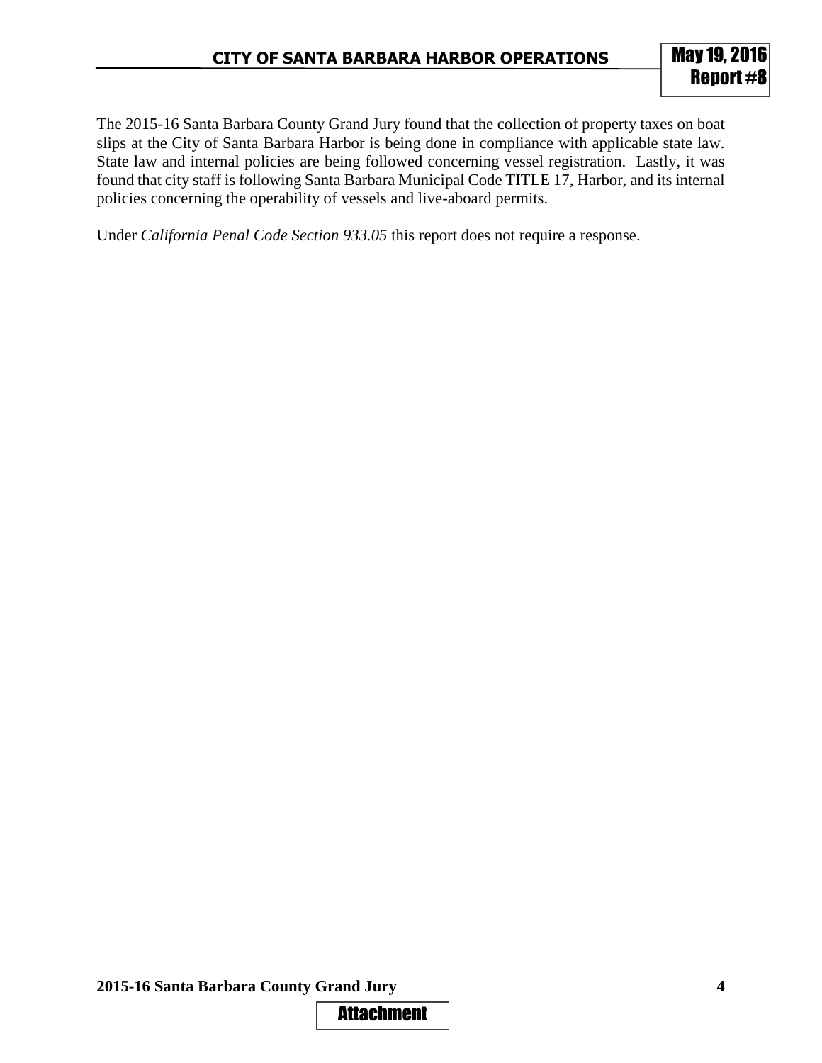The 2015-16 Santa Barbara County Grand Jury found that the collection of property taxes on boat slips at the City of Santa Barbara Harbor is being done in compliance with applicable state law. State law and internal policies are being followed concerning vessel registration. Lastly, it was found that city staff is following Santa Barbara Municipal Code TITLE 17, Harbor, and its internal policies concerning the operability of vessels and live-aboard permits.

Under *California Penal Code Section 933.05* this report does not require a response.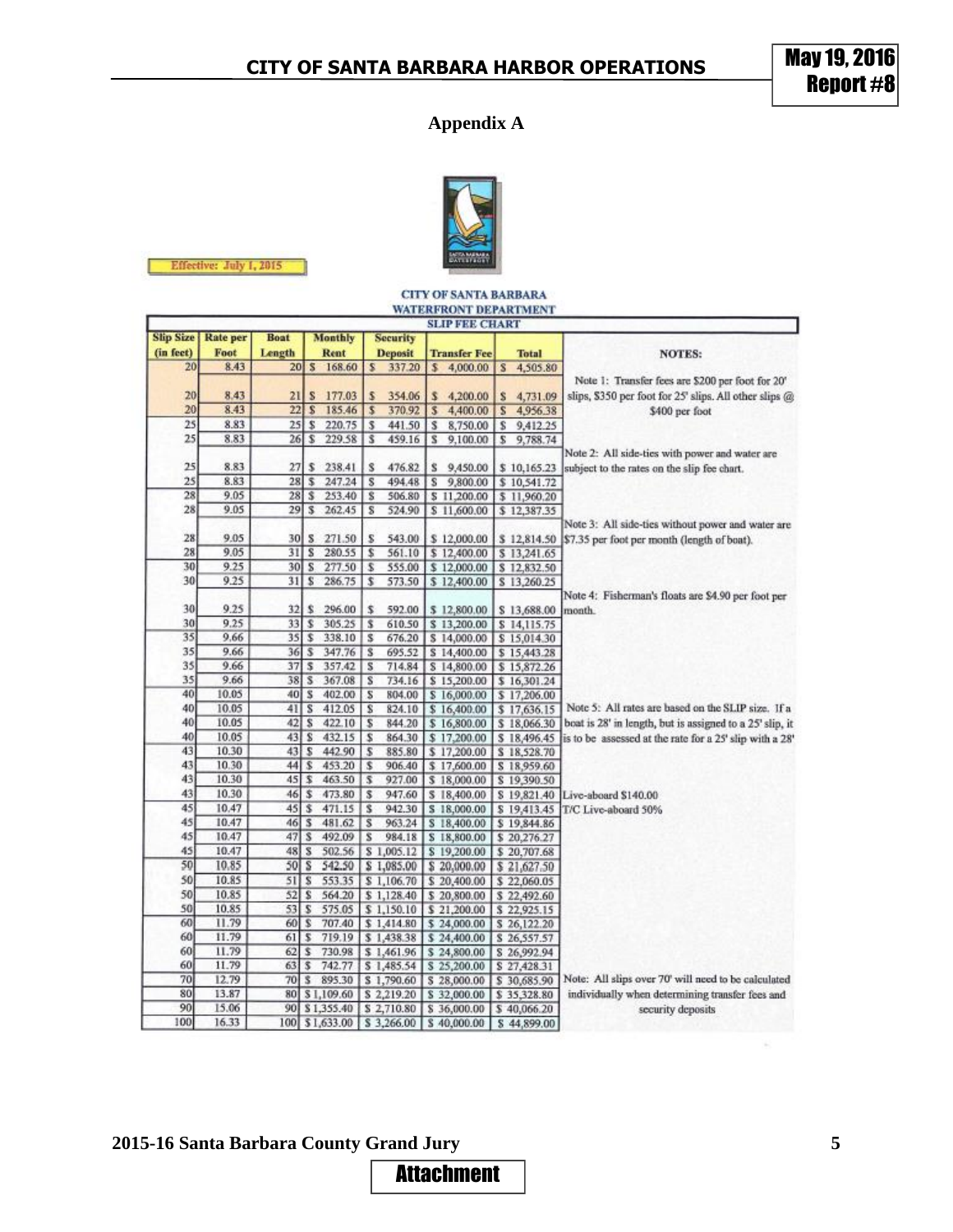## Appendix A

Effective: July 1, 2015

CITY OF SANTA BARBARA
WATERFRONT DEPARTMENT

SLIP FEE CHART

| Slip Size (in feet) | Rate per Foot | Boat Length | Monthly Rent | Security Deposit | Transfer Fee | Total |
|---|---|---|---|---|---|---|
| 20 | 8.43 | 20 | $ 168.60 | $ 337.20 | $ 4,000.00 | $ 4,505.80 |
| 20 | 8.43 | 21 | $ 177.03 | $ 354.06 | $ 4,200.00 | $ 4,731.09 |
| 20 | 8.43 | 22 | $ 185.46 | $ 370.92 | $ 4,400.00 | $ 4,956.38 |
| 25 | 8.83 | 25 | $ 220.75 | $ 441.50 | $ 8,750.00 | $ 9,412.25 |
| 25 | 8.83 | 26 | $ 229.58 | $ 459.16 | $ 9,100.00 | $ 9,788.74 |
| 25 | 8.83 | 27 | $ 238.41 | $ 476.82 | $ 9,450.00 | $ 10,165.23 |
| 25 | 8.83 | 28 | $ 247.24 | $ 494.48 | $ 9,800.00 | $ 10,541.72 |
| 28 | 9.05 | 28 | $ 253.40 | $ 506.80 | $ 11,200.00 | $ 11,960.20 |
| 28 | 9.05 | 29 | $ 262.45 | $ 524.90 | $ 11,600.00 | $ 12,387.35 |
| 28 | 9.05 | 30 | $ 271.50 | $ 543.00 | $ 12,000.00 | $ 12,814.50 |
| 28 | 9.05 | 31 | $ 280.55 | $ 561.10 | $ 12,400.00 | $ 13,241.65 |
| 30 | 9.25 | 30 | $ 277.50 | $ 555.00 | $ 12,000.00 | $ 12,832.50 |
| 30 | 9.25 | 31 | $ 286.75 | $ 573.50 | $ 12,400.00 | $ 13,260.25 |
| 30 | 9.25 | 32 | $ 296.00 | $ 592.00 | $ 12,800.00 | $ 13,688.00 |
| 30 | 9.25 | 33 | $ 305.25 | $ 610.50 | $ 13,200.00 | $ 14,115.75 |
| 35 | 9.66 | 35 | $ 338.10 | $ 676.20 | $ 14,000.00 | $ 15,014.30 |
| 35 | 9.66 | 36 | $ 347.76 | $ 695.52 | $ 14,400.00 | $ 15,443.28 |
| 35 | 9.66 | 37 | $ 357.42 | $ 714.84 | $ 14,800.00 | $ 15,872.26 |
| 35 | 9.66 | 38 | $ 367.08 | $ 734.16 | $ 15,200.00 | $ 16,301.24 |
| 40 | 10.05 | 40 | $ 402.00 | $ 804.00 | $ 16,000.00 | $ 17,206.00 |
| 40 | 10.05 | 41 | $ 412.05 | $ 824.10 | $ 16,400.00 | $ 17,636.15 |
| 40 | 10.05 | 42 | $ 422.10 | $ 844.20 | $ 16,800.00 | $ 18,066.30 |
| 40 | 10.05 | 43 | $ 432.15 | $ 864.30 | $ 17,200.00 | $ 18,496.45 |
| 43 | 10.30 | 43 | $ 442.90 | $ 885.80 | $ 17,200.00 | $ 18,528.70 |
| 43 | 10.30 | 44 | $ 453.20 | $ 906.40 | $ 17,600.00 | $ 18,959.60 |
| 43 | 10.30 | 45 | $ 463.50 | $ 927.00 | $ 18,000.00 | $ 19,390.50 |
| 43 | 10.30 | 46 | $ 473.80 | $ 947.60 | $ 18,400.00 | $ 19,821.40 |
| 45 | 10.47 | 45 | $ 471.15 | $ 942.30 | $ 18,000.00 | $ 19,413.45 |
| 45 | 10.47 | 46 | $ 481.62 | $ 963.24 | $ 18,400.00 | $ 19,844.86 |
| 45 | 10.47 | 47 | $ 492.09 | $ 984.18 | $ 18,800.00 | $ 20,276.27 |
| 45 | 10.47 | 48 | $ 502.56 | $ 1,005.12 | $ 19,200.00 | $ 20,707.68 |
| 50 | 10.85 | 50 | $ 542.50 | $ 1,085.00 | $ 20,000.00 | $ 21,627.50 |
| 50 | 10.85 | 51 | $ 553.35 | $ 1,106.70 | $ 20,400.00 | $ 22,060.05 |
| 50 | 10.85 | 52 | $ 564.20 | $ 1,128.40 | $ 20,800.00 | $ 22,492.60 |
| 50 | 10.85 | 53 | $ 575.05 | $ 1,150.10 | $ 21,200.00 | $ 22,925.15 |
| 60 | 11.79 | 60 | $ 707.40 | $ 1,414.80 | $ 24,000.00 | $ 26,122.20 |
| 60 | 11.79 | 61 | $ 719.19 | $ 1,438.38 | $ 24,400.00 | $ 26,557.57 |
| 60 | 11.79 | 62 | $ 730.98 | $ 1,461.96 | $ 24,800.00 | $ 26,992.94 |
| 60 | 11.79 | 63 | $ 742.77 | $ 1,485.54 | $ 25,200.00 | $ 27,428.31 |
| 70 | 12.79 | 70 | $ 895.30 | $ 1,790.60 | $ 28,000.00 | $ 30,685.90 |
| 80 | 13.87 | 80 | $ 1,109.60 | $ 2,219.20 | $ 32,000.00 | $ 35,328.80 |
| 90 | 15.06 | 90 | $ 1,355.40 | $ 2,710.80 | $ 36,000.00 | $ 40,066.20 |
| 100 | 16.33 | 100 | $ 1,633.00 | $ 3,266.00 | $ 40,000.00 | $ 44,899.00 |

**NOTES:**

Note 1: Transfer fees are $200 per foot for 20' slips, $350 per foot for 25' slips. All other slips @ $400 per foot

Note 2: All side-ties with power and water are subject to the rates on the slip fee chart.

Note 3: All side-ties without power and water are $7.35 per foot per month (length of boat).

Note 4: Fisherman's floats are $4.90 per foot per month.

Note 5: All rates are based on the SLIP size. If a boat is 28' in length, but is assigned to a 25' slip, it is to be assessed at the rate for a 25' slip with a 28'

Live-aboard $140.00

T/C Live-aboard 50%

Note: All slips over 70' will need to be calculated individually when determining transfer fees and security deposits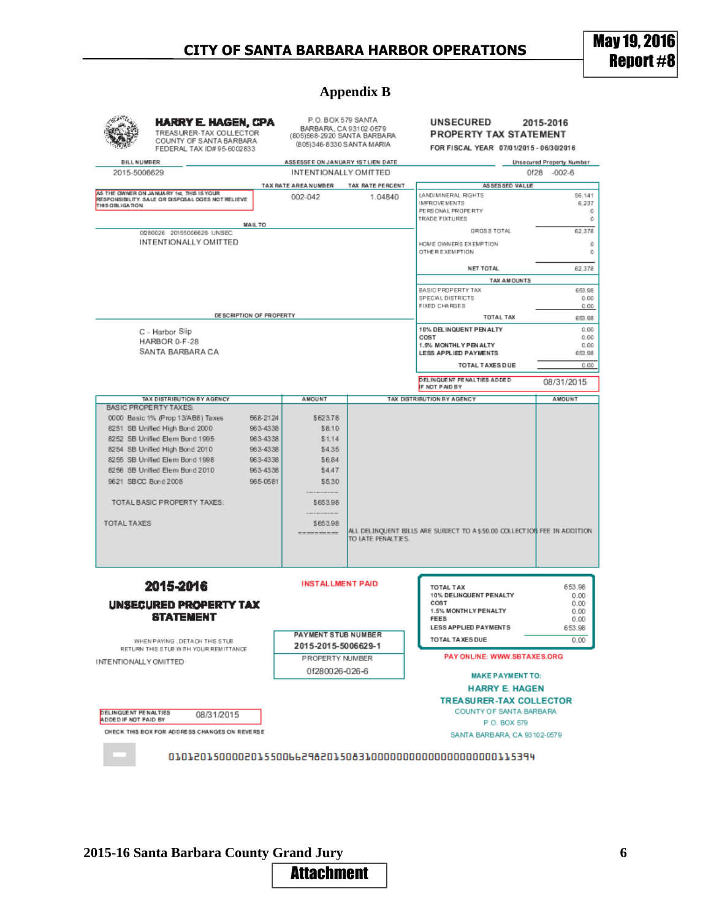## Appendix B

**HARRY E. HAGEN, CPA**
TREASURER-TAX COLLECTOR
COUNTY OF SANTA BARBARA
FEDERAL TAX ID# 95-6002833

P.O. BOX 579 SANTA BARBARA, CA 93102-0579
(805)568-2920 SANTA BARBARA
(805)346-8330 SANTA MARIA

**UNSECURED 2015-2016 PROPERTY TAX STATEMENT**
FOR FISCAL YEAR 07/01/2015 - 06/30/2016

| BILL NUMBER | ASSESSEE ON JANUARY 1ST LIEN DATE | Unsecured Property Number |
|---|---|---|
| 2015-5006629 | INTENTIONALLY OMITTED | 0f28 -002-6 |

AS THE OWNER ON JANUARY 1st, THIS IS YOUR RESPONSIBILITY. SALE OR DISPOSAL DOES NOT RELIEVE THIS OBLIGATION

| TAX RATE AREA NUMBER | TAX RATE PERCENT |
|---|---|
| 002-042 | 1.04840 |

MAIL TO
0f280026 20155006629- UNSEC
INTENTIONALLY OMITTED

DESCRIPTION OF PROPERTY
C - Harbor Slip
HARBOR 0-F-28
SANTA BARBARA CA

| ASSESSED VALUE | |
|---|---|
| LAND/MINERAL RIGHTS | 56,141 |
| IMPROVEMENTS | 6,237 |
| PERSONAL PROPERTY | 0 |
| TRADE FIXTURES | 0 |
| GROSS TOTAL | 62,378 |
| HOME OWNERS EXEMPTION | 0 |
| OTHER EXEMPTION | 0 |
| NET TOTAL | 62,378 |

| TAX AMOUNTS | |
|---|---|
| BASIC PROPERTY TAX | 653.98 |
| SPECIAL DISTRICTS | 0.00 |
| FIXED CHARGES | 0.00 |
| TOTAL TAX | 653.98 |
| 10% DELINQUENT PENALTY | 0.00 |
| COST | 0.00 |
| 1.5% MONTHLY PENALTY | 0.00 |
| LESS APPLIED PAYMENTS | 653.98 |
| TOTAL TAXES DUE | 0.00 |

DELINQUENT PENALTIES ADDED IF NOT PAID BY 08/31/2015

| TAX DISTRIBUTION BY AGENCY | | AMOUNT |
|---|---|---|
| BASIC PROPERTY TAXES: | | |
| 0000 Basic 1% (Prop 13/AB8) Taxes | 568-2124 | $623.78 |
| 8251 SB Unified High Bond 2000 | 963-4338 | $8.10 |
| 8252 SB Unified Elem Bond 1995 | 963-4338 | $1.14 |
| 8254 SB Unified High Bond 2010 | 963-4338 | $4.35 |
| 8255 SB Unified Elem Bond 1998 | 963-4338 | $6.84 |
| 8256 SB Unified Elem Bond 2010 | 963-4338 | $4.47 |
| 9621 SBCC Bond 2008 | 965-0581 | $5.30 |
| TOTAL BASIC PROPERTY TAXES: | | $653.98 |
| TOTAL TAXES | | $653.98 |

ALL DELINQUENT BILLS ARE SUBJECT TO A $50.00 COLLECTION FEE IN ADDITION TO LATE PENALTIES.

**2015-2016 UNSECURED PROPERTY TAX STATEMENT**

INSTALLMENT PAID

WHEN PAYING, DETACH THIS STUB RETURN THIS STUB WITH YOUR REMITTANCE

INTENTIONALLY OMITTED

| PAYMENT STUB NUMBER |
|---|
| 2015-2015-5006629-1 |
| PROPERTY NUMBER |
| 0f280026-026-6 |

| | |
|---|---|
| TOTAL TAX | 653.98 |
| 10% DELINQUENT PENALTY | 0.00 |
| COST | 0.00 |
| 1.5% MONTHLY PENALTY | 0.00 |
| FEES | 0.00 |
| LESS APPLIED PAYMENTS | 653.98 |
| TOTAL TAXES DUE | 0.00 |

PAY ONLINE: WWW.SBTAXES.ORG

MAKE PAYMENT TO:
HARRY E. HAGEN
TREASURER-TAX COLLECTOR
COUNTY OF SANTA BARBARA
P.O. BOX 579
SANTA BARBARA, CA 93102-0579

DELINQUENT PENALTIES ADDED IF NOT PAID BY 08/31/2015

CHECK THIS BOX FOR ADDRESS CHANGES ON REVERSE

0101201500002015500662982015083100000000000000000000115394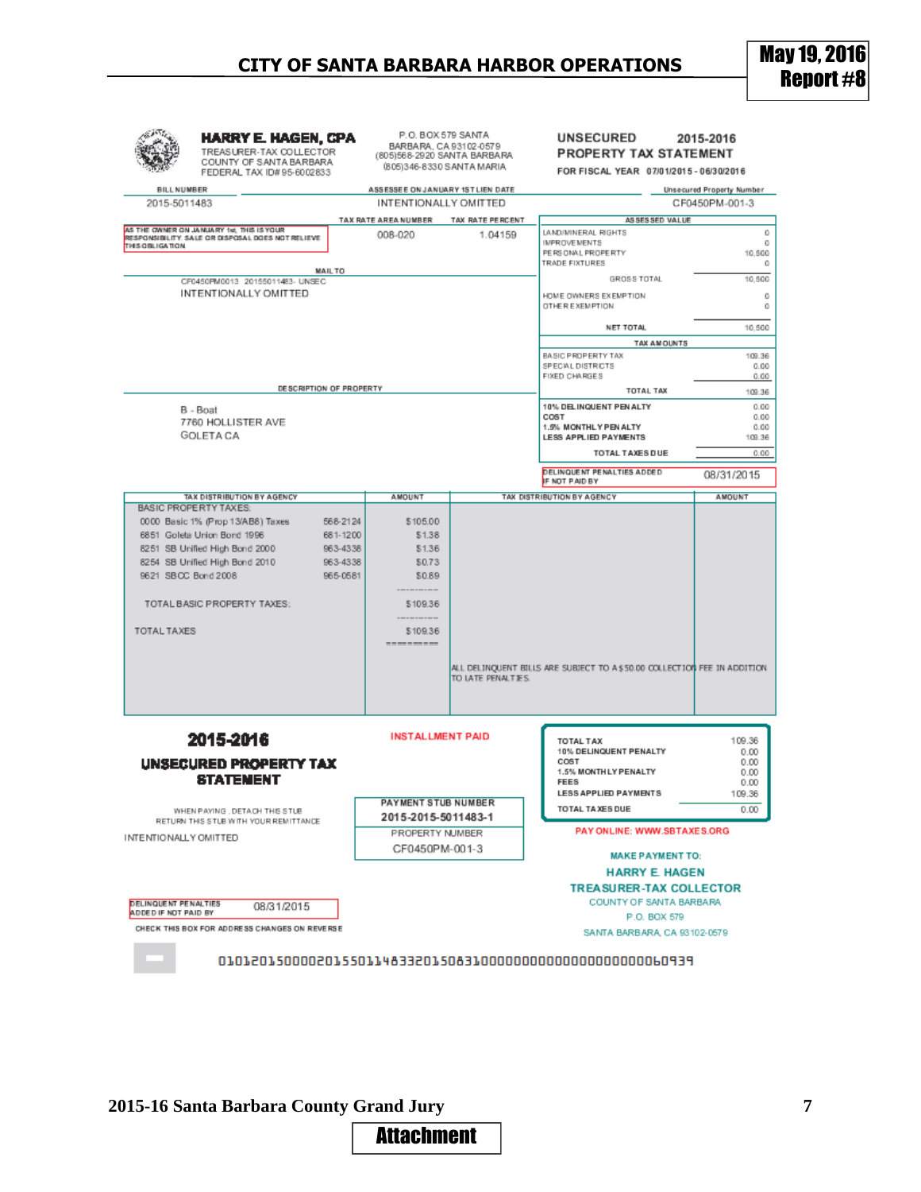# CITY OF SANTA BARBARA HARBOR OPERATIONS

**May 19, 2016**
**Report #8**

**HARRY E. HAGEN, CPA**
TREASURER-TAX COLLECTOR
COUNTY OF SANTA BARBARA
FEDERAL TAX ID# 95-6002833

P.O. BOX 579 SANTA BARBARA, CA 93102-0579
(805)568-2920 SANTA BARBARA
(805)346-8330 SANTA MARIA

**UNSECURED PROPERTY TAX STATEMENT** 2015-2016
FOR FISCAL YEAR 07/01/2015 - 06/30/2016

| BILL NUMBER | ASSESSEE ON JANUARY 1ST LIEN DATE | Unsecured Property Number |
|---|---|---|
| 2015-5011483 | INTENTIONALLY OMITTED | CF0450PM-001-3 |

AS THE OWNER ON JANUARY 1st, THIS IS YOUR RESPONSIBILITY. SALE OR DISPOSAL DOES NOT RELIEVE THIS OBLIGATION

| TAX RATE AREA NUMBER | TAX RATE PERCENT |
|---|---|
| 008-020 | 1.04159 |

MAIL TO
CF0450PM0013 20155011483- UNSEC
INTENTIONALLY OMITTED

DESCRIPTION OF PROPERTY
B - Boat
7760 HOLLISTER AVE
GOLETA CA

| ASSESSED VALUE | |
|---|---|
| LAND/MINERAL RIGHTS | 0 |
| IMPROVEMENTS | 0 |
| PERSONAL PROPERTY | 10,500 |
| TRADE FIXTURES | 0 |
| GROSS TOTAL | 10,500 |
| HOME OWNERS EXEMPTION | 0 |
| OTHER EXEMPTION | 0 |
| NET TOTAL | 10,500 |

| TAX AMOUNTS | |
|---|---|
| BASIC PROPERTY TAX | 109.36 |
| SPECIAL DISTRICTS | 0.00 |
| FIXED CHARGES | 0.00 |
| TOTAL TAX | 109.36 |
| 10% DELINQUENT PENALTY | 0.00 |
| COST | 0.00 |
| 1.5% MONTHLY PENALTY | 0.00 |
| LESS APPLIED PAYMENTS | 109.36 |
| TOTAL TAXES DUE | 0.00 |

DELINQUENT PENALTIES ADDED IF NOT PAID BY 08/31/2015

| TAX DISTRIBUTION BY AGENCY | | AMOUNT |
|---|---|---|
| BASIC PROPERTY TAXES: | | |
| 0000 Basic 1% (Prop 13/AB8) Taxes | 568-2124 | $105.00 |
| 6851 Goleta Union Bond 1996 | 681-1200 | $1.38 |
| 8251 SB Unified High Bond 2000 | 963-4338 | $1.36 |
| 8254 SB Unified High Bond 2010 | 963-4338 | $0.73 |
| 9621 SBCC Bond 2008 | 965-0581 | $0.89 |
| TOTAL BASIC PROPERTY TAXES: | | $109.36 |
| TOTAL TAXES | | $109.36 |

ALL DELINQUENT BILLS ARE SUBJECT TO A $50.00 COLLECTION FEE IN ADDITION TO LATE PENALTIES.

**2015-2016 UNSECURED PROPERTY TAX STATEMENT**

INSTALLMENT PAID

| | |
|---|---|
| TOTAL TAX | 109.36 |
| 10% DELINQUENT PENALTY | 0.00 |
| COST | 0.00 |
| 1.5% MONTHLY PENALTY | 0.00 |
| FEES | 0.00 |
| LESS APPLIED PAYMENTS | 109.36 |
| TOTAL TAXES DUE | 0.00 |

WHEN PAYING, DETACH THIS STUB RETURN THIS STUB WITH YOUR REMITTANCE

INTENTIONALLY OMITTED

PAYMENT STUB NUMBER
2015-2015-5011483-1
PROPERTY NUMBER
CF0450PM-001-3

PAY ONLINE: WWW.SBTAXES.ORG

MAKE PAYMENT TO:
HARRY E. HAGEN
TREASURER-TAX COLLECTOR
COUNTY OF SANTA BARBARA
P.O. BOX 579
SANTA BARBARA, CA 93102-0579

DELINQUENT PENALTIES ADDED IF NOT PAID BY 08/31/2015

CHECK THIS BOX FOR ADDRESS CHANGES ON REVERSE

0101201500002015501148332015083100000000000000000000060939

**Attachment**